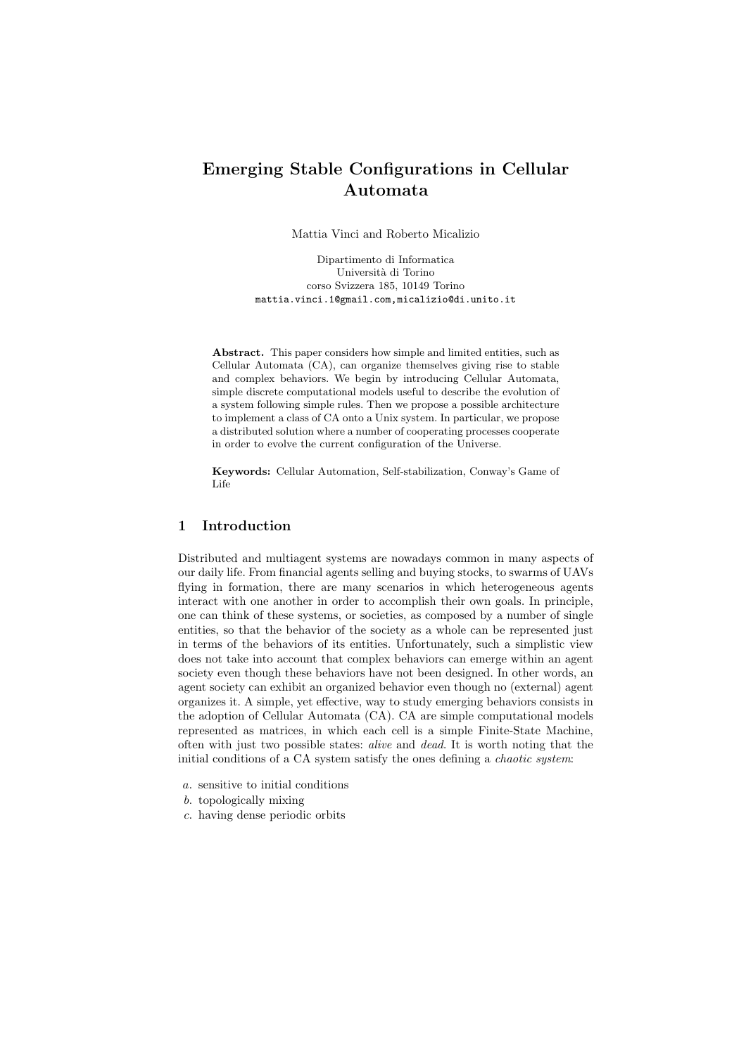# Emerging Stable Configurations in Cellular Automata

Mattia Vinci and Roberto Micalizio

Dipartimento di Informatica
Università di Torino
corso Svizzera 185, 10149 Torino
mattia.vinci.1@gmail.com,micalizio@di.unito.it

**Abstract.** This paper considers how simple and limited entities, such as Cellular Automata (CA), can organize themselves giving rise to stable and complex behaviors. We begin by introducing Cellular Automata, simple discrete computational models useful to describe the evolution of a system following simple rules. Then we propose a possible architecture to implement a class of CA onto a Unix system. In particular, we propose a distributed solution where a number of cooperating processes cooperate in order to evolve the current configuration of the Universe.

**Keywords:** Cellular Automation, Self-stabilization, Conway's Game of Life

## 1 Introduction

Distributed and multiagent systems are nowadays common in many aspects of our daily life. From financial agents selling and buying stocks, to swarms of UAVs flying in formation, there are many scenarios in which heterogeneous agents interact with one another in order to accomplish their own goals. In principle, one can think of these systems, or societies, as composed by a number of single entities, so that the behavior of the society as a whole can be represented just in terms of the behaviors of its entities. Unfortunately, such a simplistic view does not take into account that complex behaviors can emerge within an agent society even though these behaviors have not been designed. In other words, an agent society can exhibit an organized behavior even though no (external) agent organizes it. A simple, yet effective, way to study emerging behaviors consists in the adoption of Cellular Automata (CA). CA are simple computational models represented as matrices, in which each cell is a simple Finite-State Machine, often with just two possible states: *alive* and *dead*. It is worth noting that the initial conditions of a CA system satisfy the ones defining a *chaotic system*:

*a.* sensitive to initial conditions
*b.* topologically mixing
*c.* having dense periodic orbits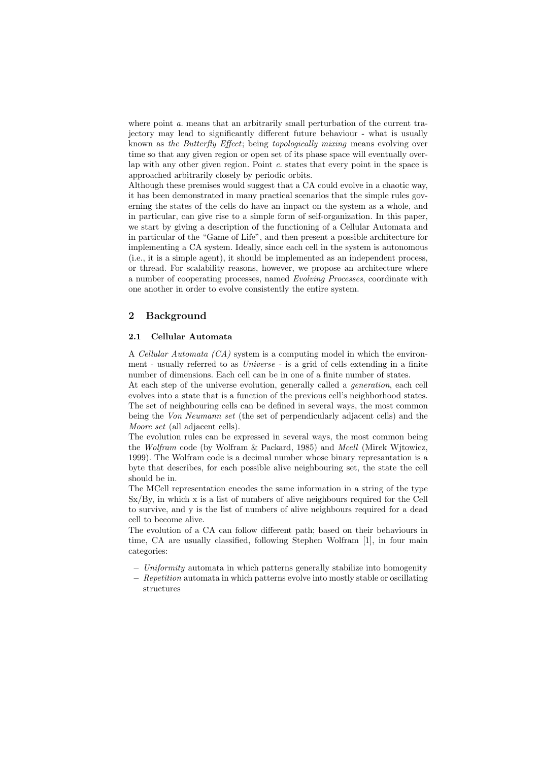where point *a.* means that an arbitrarily small perturbation of the current trajectory may lead to significantly different future behaviour - what is usually known as *the Butterfly Effect*; being *topologically mixing* means evolving over time so that any given region or open set of its phase space will eventually overlap with any other given region. Point *c.* states that every point in the space is approached arbitrarily closely by periodic orbits.
Although these premises would suggest that a CA could evolve in a chaotic way, it has been demonstrated in many practical scenarios that the simple rules governing the states of the cells do have an impact on the system as a whole, and in particular, can give rise to a simple form of self-organization. In this paper, we start by giving a description of the functioning of a Cellular Automata and in particular of the "Game of Life", and then present a possible architecture for implementing a CA system. Ideally, since each cell in the system is autonomous (i.e., it is a simple agent), it should be implemented as an independent process, or thread. For scalability reasons, however, we propose an architecture where a number of cooperating processes, named *Evolving Processes*, coordinate with one another in order to evolve consistently the entire system.

## 2 Background

### 2.1 Cellular Automata

A *Cellular Automata (CA)* system is a computing model in which the environment - usually referred to as *Universe* - is a grid of cells extending in a finite number of dimensions. Each cell can be in one of a finite number of states.
At each step of the universe evolution, generally called a *generation*, each cell evolves into a state that is a function of the previous cell's neighborhood states. The set of neighbouring cells can be defined in several ways, the most common being the *Von Neumann set* (the set of perpendicularly adjacent cells) and the *Moore set* (all adjacent cells).
The evolution rules can be expressed in several ways, the most common being the *Wolfram* code (by Wolfram & Packard, 1985) and *Mcell* (Mirek Wjtowicz, 1999). The Wolfram code is a decimal number whose binary represantation is a byte that describes, for each possible alive neighbouring set, the state the cell should be in.
The MCell representation encodes the same information in a string of the type Sx/By, in which x is a list of numbers of alive neighbours required for the Cell to survive, and y is the list of numbers of alive neighbours required for a dead cell to become alive.
The evolution of a CA can follow different path; based on their behaviours in time, CA are usually classified, following Stephen Wolfram [1], in four main categories:

- *Uniformity* automata in which patterns generally stabilize into homogenity
- *Repetition* automata in which patterns evolve into mostly stable or oscillating structures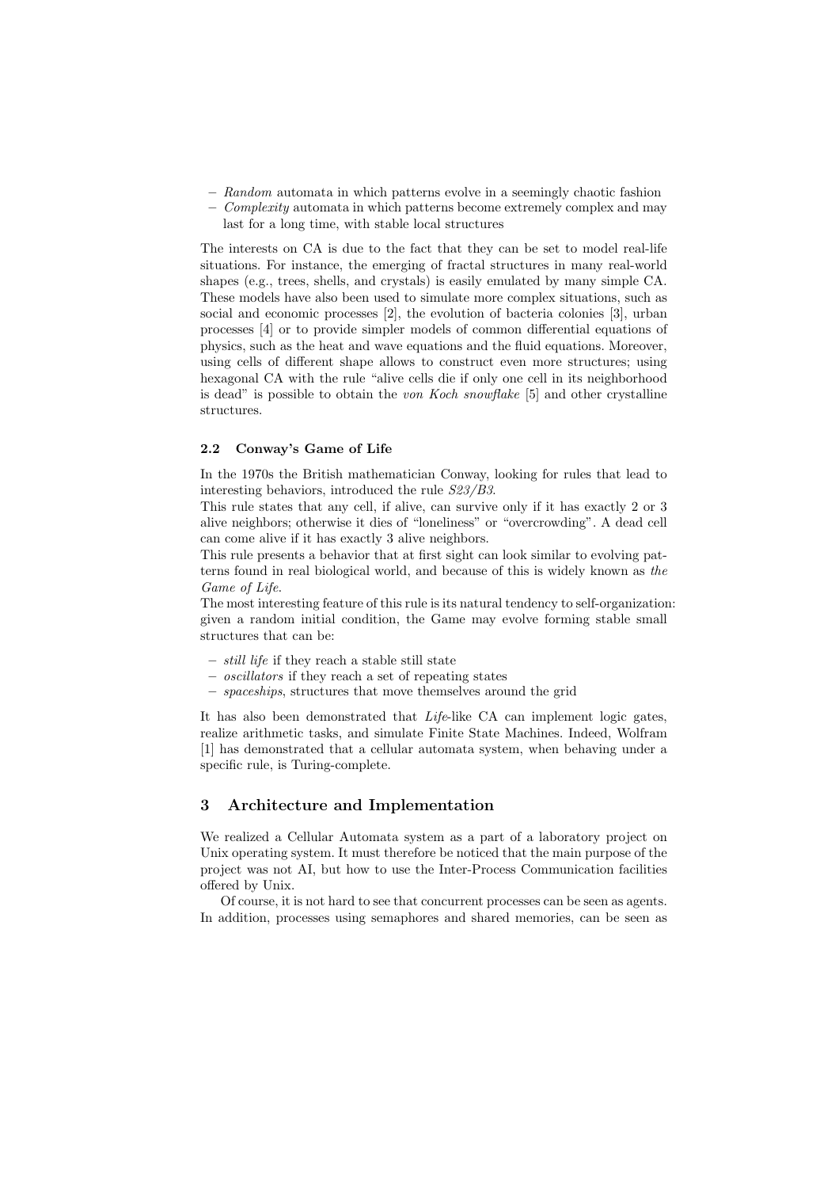- *Random* automata in which patterns evolve in a seemingly chaotic fashion
- *Complexity* automata in which patterns become extremely complex and may last for a long time, with stable local structures

The interests on CA is due to the fact that they can be set to model real-life situations. For instance, the emerging of fractal structures in many real-world shapes (e.g., trees, shells, and crystals) is easily emulated by many simple CA. These models have also been used to simulate more complex situations, such as social and economic processes [2], the evolution of bacteria colonies [3], urban processes [4] or to provide simpler models of common differential equations of physics, such as the heat and wave equations and the fluid equations. Moreover, using cells of different shape allows to construct even more structures; using hexagonal CA with the rule "alive cells die if only one cell in its neighborhood is dead" is possible to obtain the *von Koch snowflake* [5] and other crystalline structures.

### 2.2 Conway's Game of Life

In the 1970s the British mathematician Conway, looking for rules that lead to interesting behaviors, introduced the rule *S23/B3*.

This rule states that any cell, if alive, can survive only if it has exactly 2 or 3 alive neighbors; otherwise it dies of "loneliness" or "overcrowding". A dead cell can come alive if it has exactly 3 alive neighbors.

This rule presents a behavior that at first sight can look similar to evolving patterns found in real biological world, and because of this is widely known as *the Game of Life*.

The most interesting feature of this rule is its natural tendency to self-organization: given a random initial condition, the Game may evolve forming stable small structures that can be:

- *still life* if they reach a stable still state
- *oscillators* if they reach a set of repeating states
- *spaceships*, structures that move themselves around the grid

It has also been demonstrated that *Life*-like CA can implement logic gates, realize arithmetic tasks, and simulate Finite State Machines. Indeed, Wolfram [1] has demonstrated that a cellular automata system, when behaving under a specific rule, is Turing-complete.

## 3 Architecture and Implementation

We realized a Cellular Automata system as a part of a laboratory project on Unix operating system. It must therefore be noticed that the main purpose of the project was not AI, but how to use the Inter-Process Communication facilities offered by Unix.

Of course, it is not hard to see that concurrent processes can be seen as agents. In addition, processes using semaphores and shared memories, can be seen as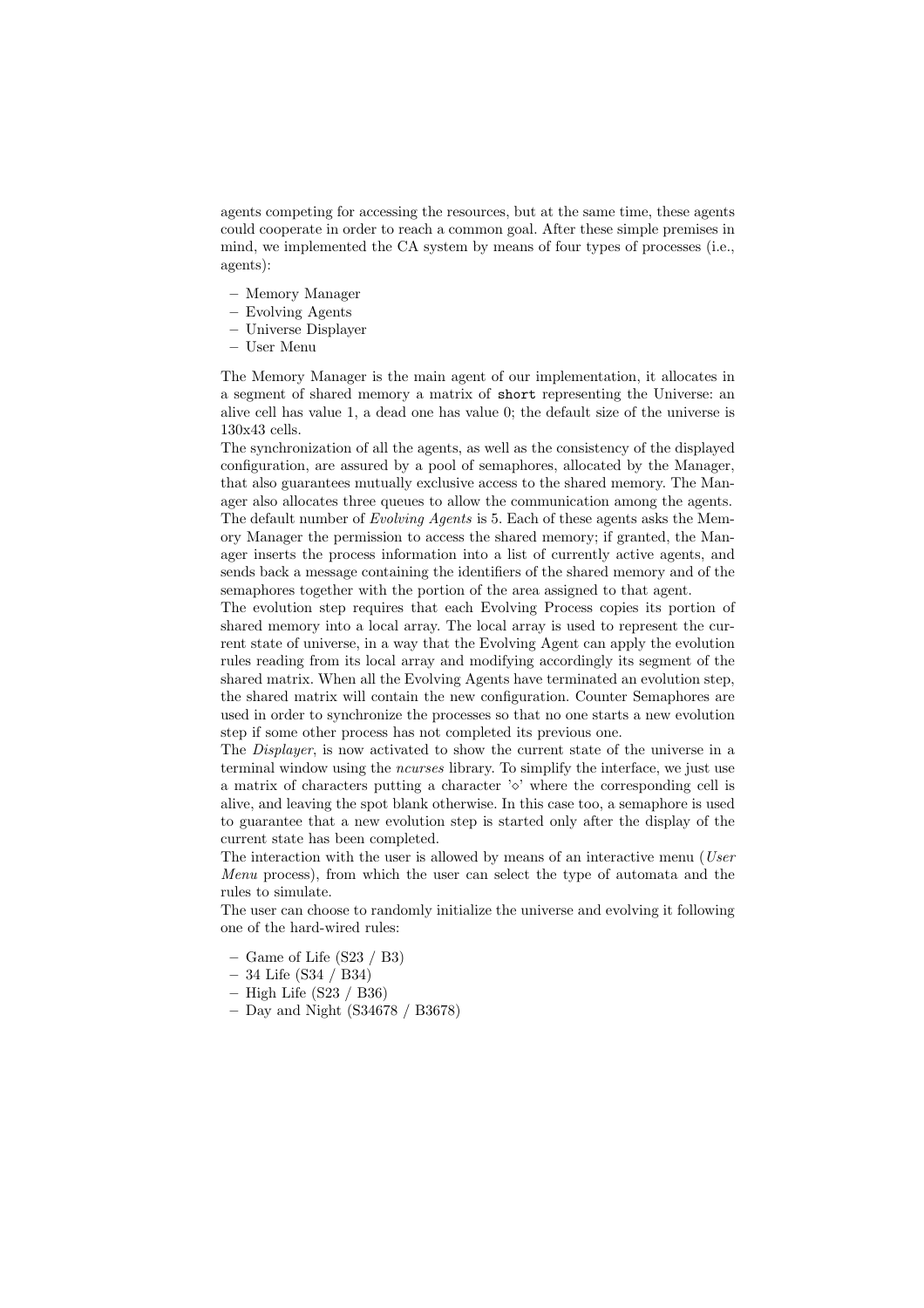agents competing for accessing the resources, but at the same time, these agents could cooperate in order to reach a common goal. After these simple premises in mind, we implemented the CA system by means of four types of processes (i.e., agents):

- Memory Manager
- Evolving Agents
- Universe Displayer
- User Menu

The Memory Manager is the main agent of our implementation, it allocates in a segment of shared memory a matrix of `short` representing the Universe: an alive cell has value 1, a dead one has value 0; the default size of the universe is 130x43 cells.

The synchronization of all the agents, as well as the consistency of the displayed configuration, are assured by a pool of semaphores, allocated by the Manager, that also guarantees mutually exclusive access to the shared memory. The Manager also allocates three queues to allow the communication among the agents.

The default number of *Evolving Agents* is 5. Each of these agents asks the Memory Manager the permission to access the shared memory; if granted, the Manager inserts the process information into a list of currently active agents, and sends back a message containing the identifiers of the shared memory and of the semaphores together with the portion of the area assigned to that agent.

The evolution step requires that each Evolving Process copies its portion of shared memory into a local array. The local array is used to represent the current state of universe, in a way that the Evolving Agent can apply the evolution rules reading from its local array and modifying accordingly its segment of the shared matrix. When all the Evolving Agents have terminated an evolution step, the shared matrix will contain the new configuration. Counter Semaphores are used in order to synchronize the processes so that no one starts a new evolution step if some other process has not completed its previous one.

The *Displayer*, is now activated to show the current state of the universe in a terminal window using the *ncurses* library. To simplify the interface, we just use a matrix of characters putting a character '$\diamond$' where the corresponding cell is alive, and leaving the spot blank otherwise. In this case too, a semaphore is used to guarantee that a new evolution step is started only after the display of the current state has been completed.

The interaction with the user is allowed by means of an interactive menu (*User Menu* process), from which the user can select the type of automata and the rules to simulate.

The user can choose to randomly initialize the universe and evolving it following one of the hard-wired rules:

- Game of Life (S23 / B3)
- 34 Life (S34 / B34)
- High Life (S23 / B36)
- Day and Night (S34678 / B3678)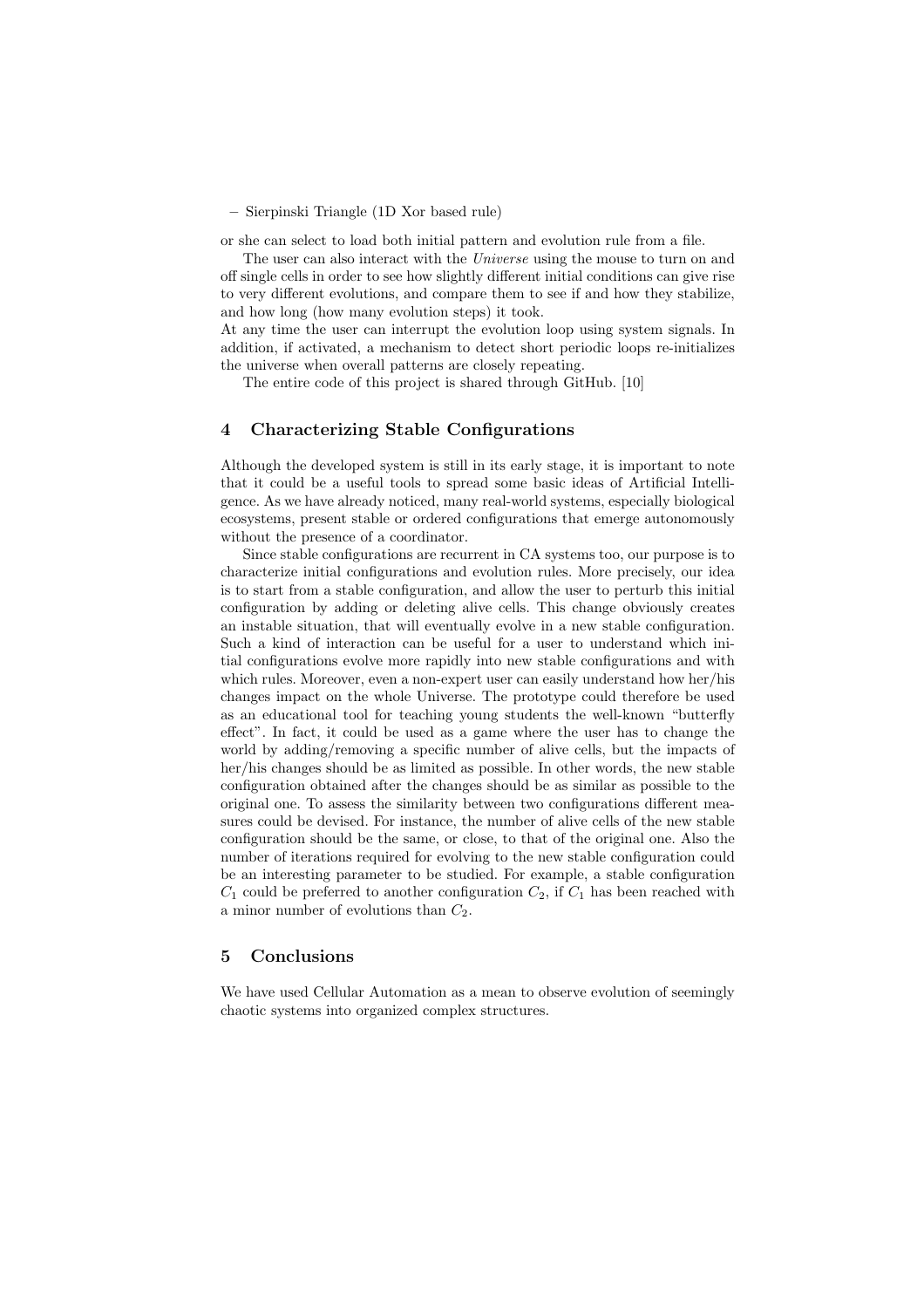- Sierpinski Triangle (1D Xor based rule)

or she can select to load both initial pattern and evolution rule from a file.

The user can also interact with the *Universe* using the mouse to turn on and off single cells in order to see how slightly different initial conditions can give rise to very different evolutions, and compare them to see if and how they stabilize, and how long (how many evolution steps) it took.
At any time the user can interrupt the evolution loop using system signals. In addition, if activated, a mechanism to detect short periodic loops re-initializes the universe when overall patterns are closely repeating.

The entire code of this project is shared through GitHub. [10]

## 4 Characterizing Stable Configurations

Although the developed system is still in its early stage, it is important to note that it could be a useful tools to spread some basic ideas of Artificial Intelligence. As we have already noticed, many real-world systems, especially biological ecosystems, present stable or ordered configurations that emerge autonomously without the presence of a coordinator.

Since stable configurations are recurrent in CA systems too, our purpose is to characterize initial configurations and evolution rules. More precisely, our idea is to start from a stable configuration, and allow the user to perturb this initial configuration by adding or deleting alive cells. This change obviously creates an instable situation, that will eventually evolve in a new stable configuration. Such a kind of interaction can be useful for a user to understand which initial configurations evolve more rapidly into new stable configurations and with which rules. Moreover, even a non-expert user can easily understand how her/his changes impact on the whole Universe. The prototype could therefore be used as an educational tool for teaching young students the well-known "butterfly effect". In fact, it could be used as a game where the user has to change the world by adding/removing a specific number of alive cells, but the impacts of her/his changes should be as limited as possible. In other words, the new stable configuration obtained after the changes should be as similar as possible to the original one. To assess the similarity between two configurations different measures could be devised. For instance, the number of alive cells of the new stable configuration should be the same, or close, to that of the original one. Also the number of iterations required for evolving to the new stable configuration could be an interesting parameter to be studied. For example, a stable configuration $C_1$ could be preferred to another configuration $C_2$, if $C_1$ has been reached with a minor number of evolutions than $C_2$.

## 5 Conclusions

We have used Cellular Automation as a mean to observe evolution of seemingly chaotic systems into organized complex structures.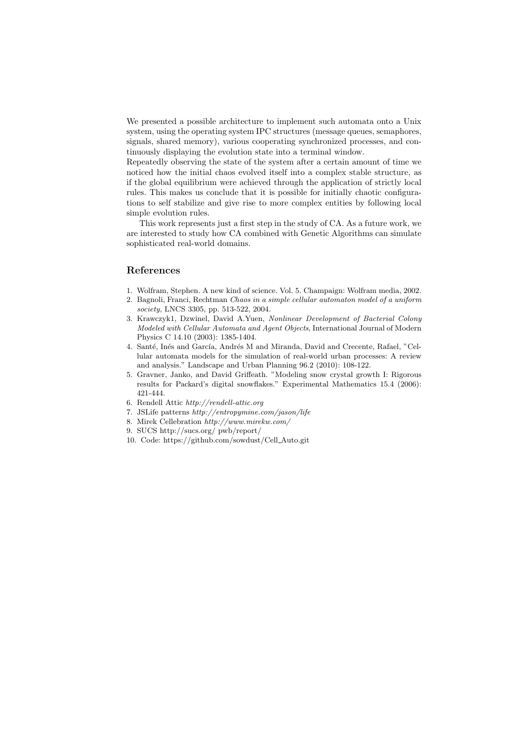We presented a possible architecture to implement such automata onto a Unix system, using the operating system IPC structures (message queues, semaphores, signals, shared memory), various cooperating synchronized processes, and continuously displaying the evolution state into a terminal window.
Repeatedly observing the state of the system after a certain amount of time we noticed how the initial chaos evolved itself into a complex stable structure, as if the global equilibrium were achieved through the application of strictly local rules. This makes us conclude that it is possible for initially chaotic configurations to self stabilize and give rise to more complex entities by following local simple evolution rules.

This work represents just a first step in the study of CA. As a future work, we are interested to study how CA combined with Genetic Algorithms can simulate sophisticated real-world domains.

## References

1. Wolfram, Stephen. A new kind of science. Vol. 5. Champaign: Wolfram media, 2002.
2. Bagnoli, Franci, Rechtman *Chaos in a simple cellular automaton model of a uniform society*, LNCS 3305, pp. 513-522, 2004.
3. Krawczyk1, Dzwinel, David A.Yuen, *Nonlinear Development of Bacterial Colony Modeled with Cellular Automata and Agent Objects*, International Journal of Modern Physics C 14.10 (2003): 1385-1404.
4. Santé, Inés and García, Andrés M and Miranda, David and Crecente, Rafael, "Cellular automata models for the simulation of real-world urban processes: A review and analysis." Landscape and Urban Planning 96.2 (2010): 108-122.
5. Gravner, Janko, and David Griffeath. "Modeling snow crystal growth I: Rigorous results for Packard's digital snowflakes." Experimental Mathematics 15.4 (2006): 421-444.
6. Rendell Attic *http://rendell-attic.org*
7. JSLife patterns *http://entropymine.com/jason/life*
8. Mirek Cellebration *http://www.mirekw.com/*
9. SUCS http://sucs.org/ pwb/report/
10. Code: https://github.com/sowdust/Cell_Auto.git